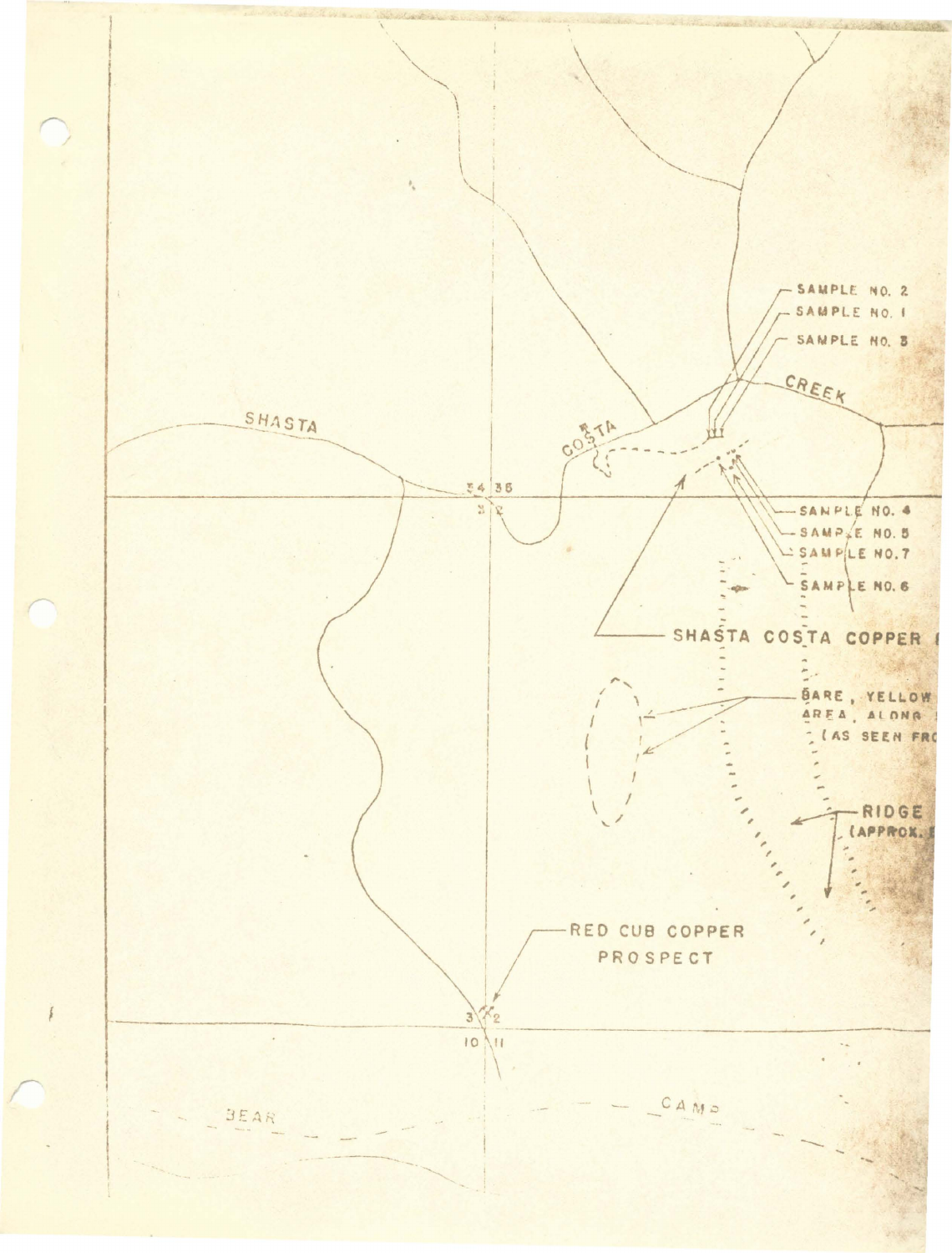SAMPLE NO. 2
SAMPLE NO. 1
SAMPLE NO. 3

SHASTA COSTA CREEK

34 35
3 2

SAMPLE NO. 4
SAMPLE NO. 5
SAMPLE NO. 7
SAMPLE NO. 6

SHASTA COSTA COPPER

BARE, YELLOW
AREA ALONG
(AS SEEN FRO

RIDGE
(APPROX.

RED CUB COPPER
PROSPECT

3 2
10 11

BEAR CAMP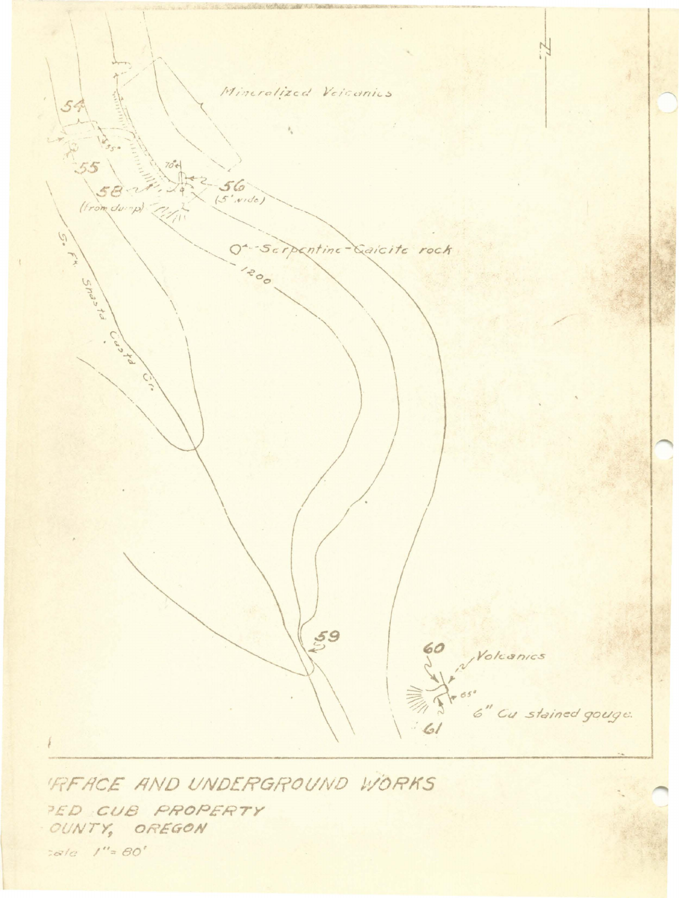Mineralized Volcanics

54

55

35°

70°

58

(from dump)

56

(5' wide)

Qt - Serpentine - Calcite rock

1200

S. Fk. Shasta Costa Cr.

59

60

Volcanics

65°

6" Cu stained gouge.

61

N

RFACE AND UNDERGROUND WORKS

RED CUB PROPERTY

OUNTY, OREGON

cale 1" = 80'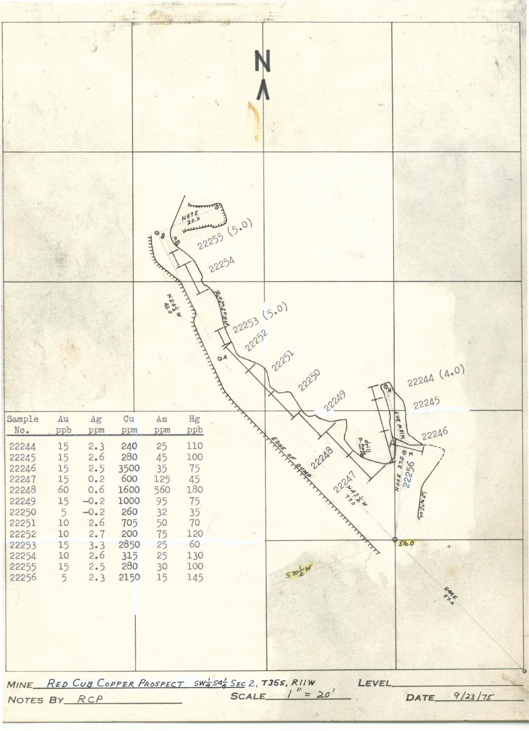N

| Sample No. | Au ppb | Ag ppm | Cu ppm | As ppm | Hg ppb |
|---|---|---|---|---|---|
| 22244 | 15 | 2.3 | 240 | 25 | 110 |
| 22245 | 15 | 2.6 | 280 | 45 | 100 |
| 22246 | 15 | 2.5 | 3500 | 35 | 75 |
| 22247 | 15 | 0.2 | 600 | 125 | 45 |
| 22248 | 60 | 0.6 | 1600 | 560 | 180 |
| 22249 | 15 | −0.2 | 1000 | 95 | 75 |
| 22250 | 5 | −0.2 | 260 | 32 | 35 |
| 22251 | 10 | 2.6 | 705 | 50 | 70 |
| 22252 | 10 | 2.7 | 200 | 75 | 120 |
| 22253 | 15 | 3.3 | 2850 | 25 | 60 |
| 22254 | 10 | 2.6 | 315 | 25 | 130 |
| 22255 | 15 | 2.5 | 280 | 30 | 100 |
| 22256 | 5 | 2.3 | 2150 | 15 | 145 |

22255 (5.0)
22254
22253 (5.0)
22252
22251
22250
22249
22248
22247
22244 (4.0)
22245
22246
22256

N67E 20.0
N26½W 42.0
N16W 20.7
N06E 27.0
N43½W 77.0
S70½W
S44E 57.0
EDGE OF DUMP
Sta. 0

MINE: Red Cub Copper Prospect SW¼ SA¼ Sec 2, T35S, R11W
LEVEL: 
NOTES BY: RCP
SCALE: 1" = 20'
DATE: 9/23/75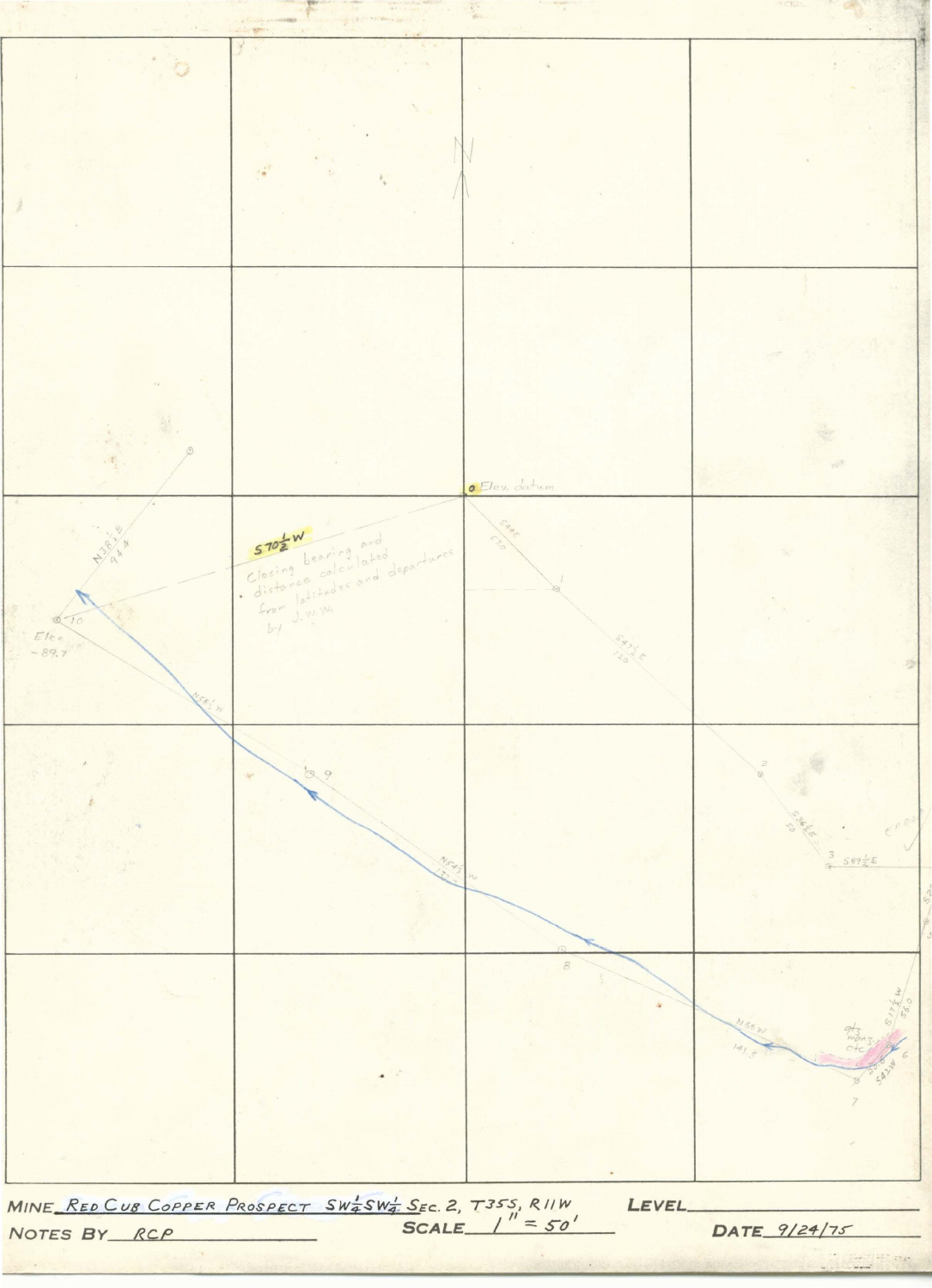N

o Elev. datum

S44E
57.0

1

S47½E
120

2

S56½E
50

3 S89½E

S70½W

Closing bearing and distance calculated from latitudes and departures by J.W.W.

N38½E
94.4

9

10

Elev. -89.7

N58½W

9

N54½W
13_

8

N55W
141.5

qtz mons. etc.

S17½W
56.0

20.0
S41½W 6

7

MINE Red Cub Copper Prospect SW¼SW¼ Sec. 2, T35S, R11W

LEVEL

NOTES BY RCP

SCALE 1" = 50'

DATE 9/24/75